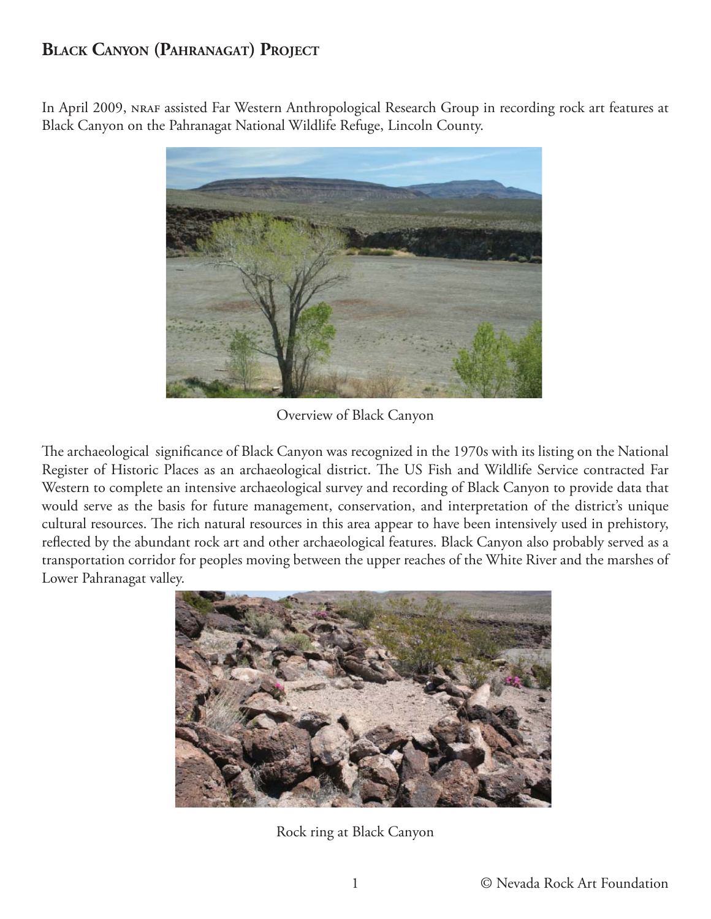# Black Canyon (Pahranagat) Project

In April 2009, NRAF assisted Far Western Anthropological Research Group in recording rock art features at Black Canyon on the Pahranagat National Wildlife Refuge, Lincoln County.

Overview of Black Canyon

The archaeological significance of Black Canyon was recognized in the 1970s with its listing on the National Register of Historic Places as an archaeological district. The US Fish and Wildlife Service contracted Far Western to complete an intensive archaeological survey and recording of Black Canyon to provide data that would serve as the basis for future management, conservation, and interpretation of the district's unique cultural resources. The rich natural resources in this area appear to have been intensively used in prehistory, reflected by the abundant rock art and other archaeological features. Black Canyon also probably served as a transportation corridor for peoples moving between the upper reaches of the White River and the marshes of Lower Pahranagat valley.

Rock ring at Black Canyon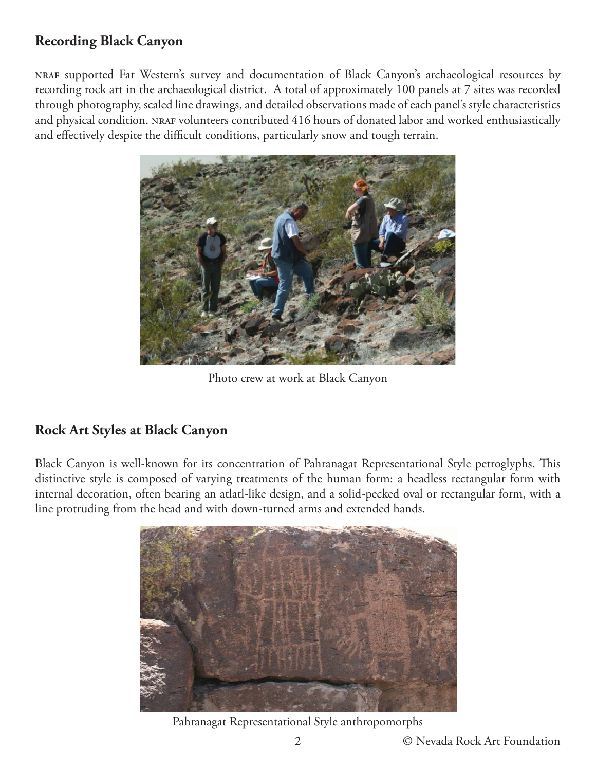## Recording Black Canyon

NRAF supported Far Western's survey and documentation of Black Canyon's archaeological resources by recording rock art in the archaeological district. A total of approximately 100 panels at 7 sites was recorded through photography, scaled line drawings, and detailed observations made of each panel's style characteristics and physical condition. NRAF volunteers contributed 416 hours of donated labor and worked enthusiastically and effectively despite the difficult conditions, particularly snow and tough terrain.

Photo crew at work at Black Canyon

## Rock Art Styles at Black Canyon

Black Canyon is well-known for its concentration of Pahranagat Representational Style petroglyphs. This distinctive style is composed of varying treatments of the human form: a headless rectangular form with internal decoration, often bearing an atlatl-like design, and a solid-pecked oval or rectangular form, with a line protruding from the head and with down-turned arms and extended hands.

Pahranagat Representational Style anthropomorphs

© Nevada Rock Art Foundation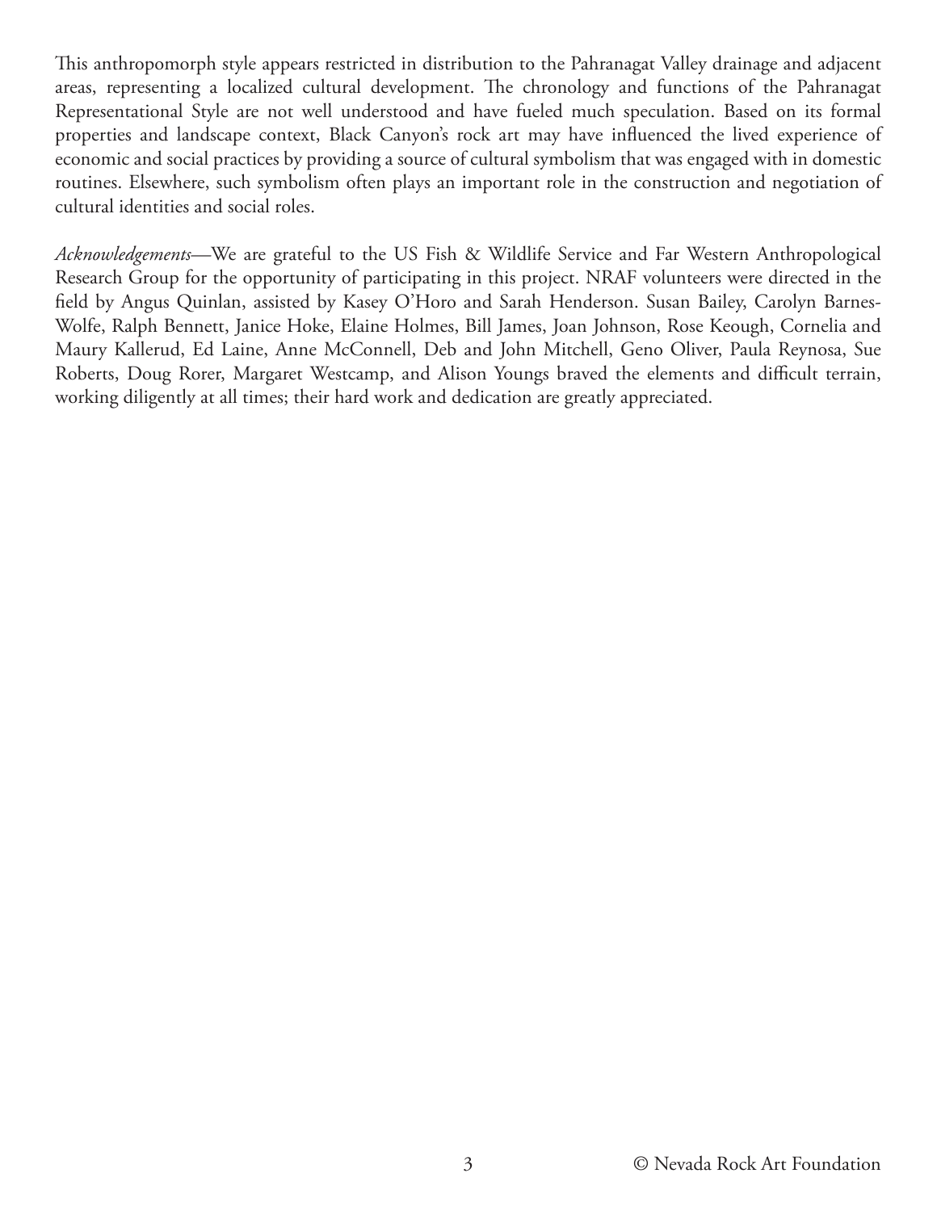This anthropomorph style appears restricted in distribution to the Pahranagat Valley drainage and adjacent areas, representing a localized cultural development. The chronology and functions of the Pahranagat Representational Style are not well understood and have fueled much speculation. Based on its formal properties and landscape context, Black Canyon's rock art may have influenced the lived experience of economic and social practices by providing a source of cultural symbolism that was engaged with in domestic routines. Elsewhere, such symbolism often plays an important role in the construction and negotiation of cultural identities and social roles.

*Acknowledgements*—We are grateful to the US Fish & Wildlife Service and Far Western Anthropological Research Group for the opportunity of participating in this project. NRAF volunteers were directed in the field by Angus Quinlan, assisted by Kasey O'Horo and Sarah Henderson. Susan Bailey, Carolyn Barnes-Wolfe, Ralph Bennett, Janice Hoke, Elaine Holmes, Bill James, Joan Johnson, Rose Keough, Cornelia and Maury Kallerud, Ed Laine, Anne McConnell, Deb and John Mitchell, Geno Oliver, Paula Reynosa, Sue Roberts, Doug Rorer, Margaret Westcamp, and Alison Youngs braved the elements and difficult terrain, working diligently at all times; their hard work and dedication are greatly appreciated.

© Nevada Rock Art Foundation